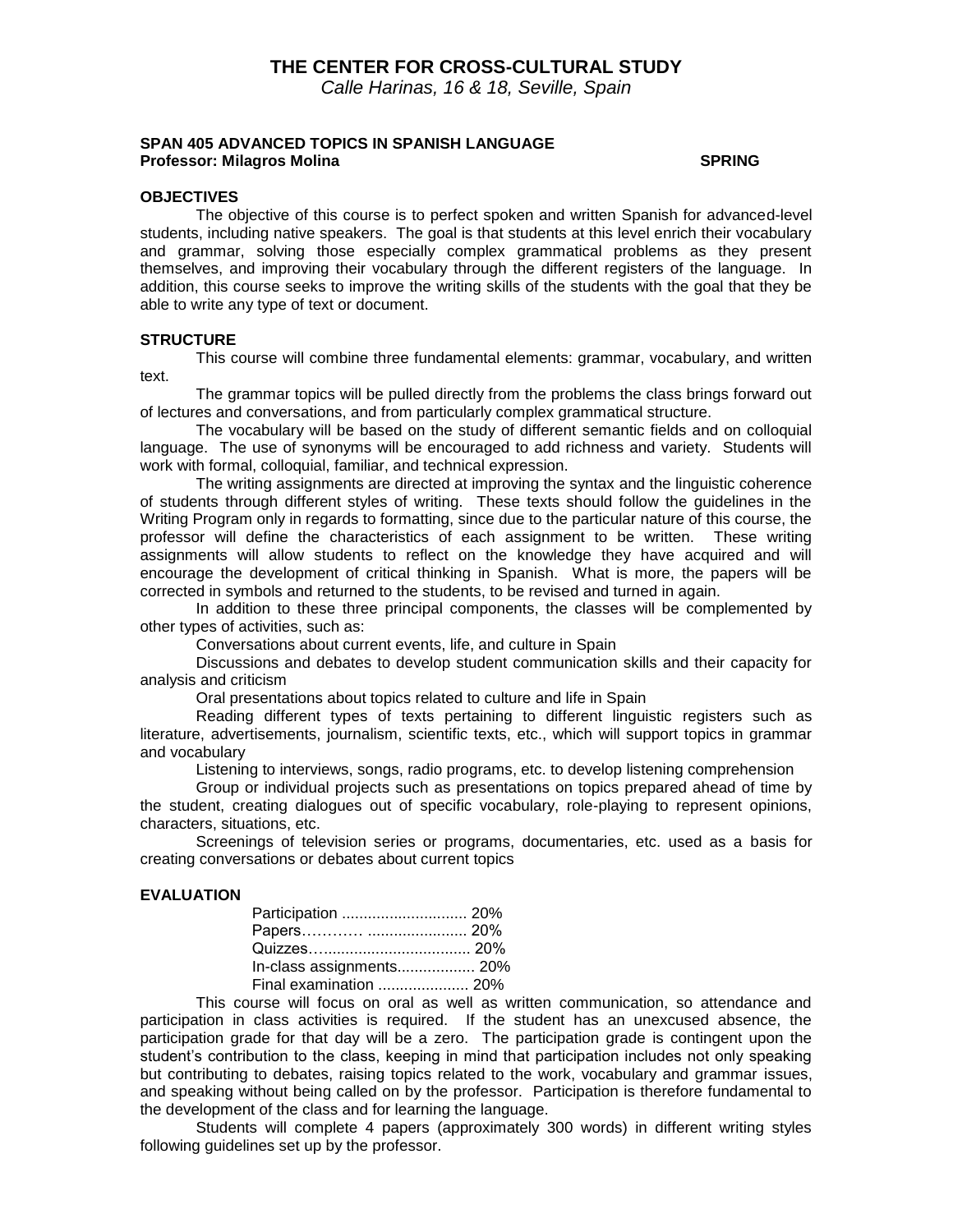# THE CENTER FOR CROSS-CULTURAL STUDY

*Calle Harinas, 16 & 18, Seville, Spain*

**SPAN 405 ADVANCED TOPICS IN SPANISH LANGUAGE**
**Professor: Milagros Molina** **SPRING**

## OBJECTIVES

The objective of this course is to perfect spoken and written Spanish for advanced-level students, including native speakers. The goal is that students at this level enrich their vocabulary and grammar, solving those especially complex grammatical problems as they present themselves, and improving their vocabulary through the different registers of the language. In addition, this course seeks to improve the writing skills of the students with the goal that they be able to write any type of text or document.

## STRUCTURE

This course will combine three fundamental elements: grammar, vocabulary, and written text.

The grammar topics will be pulled directly from the problems the class brings forward out of lectures and conversations, and from particularly complex grammatical structure.

The vocabulary will be based on the study of different semantic fields and on colloquial language. The use of synonyms will be encouraged to add richness and variety. Students will work with formal, colloquial, familiar, and technical expression.

The writing assignments are directed at improving the syntax and the linguistic coherence of students through different styles of writing. These texts should follow the guidelines in the Writing Program only in regards to formatting, since due to the particular nature of this course, the professor will define the characteristics of each assignment to be written. These writing assignments will allow students to reflect on the knowledge they have acquired and will encourage the development of critical thinking in Spanish. What is more, the papers will be corrected in symbols and returned to the students, to be revised and turned in again.

In addition to these three principal components, the classes will be complemented by other types of activities, such as:

Conversations about current events, life, and culture in Spain

Discussions and debates to develop student communication skills and their capacity for analysis and criticism

Oral presentations about topics related to culture and life in Spain

Reading different types of texts pertaining to different linguistic registers such as literature, advertisements, journalism, scientific texts, etc., which will support topics in grammar and vocabulary

Listening to interviews, songs, radio programs, etc. to develop listening comprehension

Group or individual projects such as presentations on topics prepared ahead of time by the student, creating dialogues out of specific vocabulary, role-playing to represent opinions, characters, situations, etc.

Screenings of television series or programs, documentaries, etc. used as a basis for creating conversations or debates about current topics

## EVALUATION

Participation ............................. 20%
Papers………… ....................... 20%
Quizzes…................................. 20%
In-class assignments.................. 20%
Final examination ..................... 20%

This course will focus on oral as well as written communication, so attendance and participation in class activities is required. If the student has an unexcused absence, the participation grade for that day will be a zero. The participation grade is contingent upon the student's contribution to the class, keeping in mind that participation includes not only speaking but contributing to debates, raising topics related to the work, vocabulary and grammar issues, and speaking without being called on by the professor. Participation is therefore fundamental to the development of the class and for learning the language.

Students will complete 4 papers (approximately 300 words) in different writing styles following guidelines set up by the professor.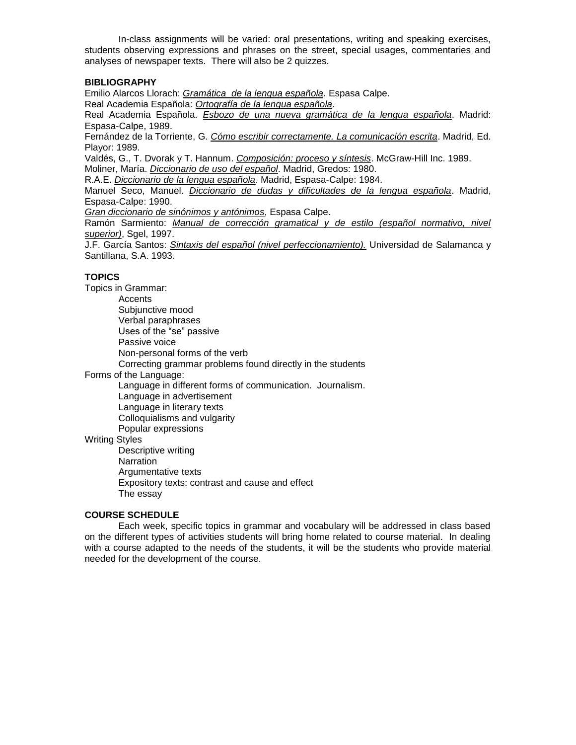In-class assignments will be varied: oral presentations, writing and speaking exercises, students observing expressions and phrases on the street, special usages, commentaries and analyses of newspaper texts. There will also be 2 quizzes.

**BIBLIOGRAPHY**

Emilio Alarcos Llorach: *Gramática de la lengua española*. Espasa Calpe.

Real Academia Española: *Ortografía de la lengua española*.

Real Academia Española. *Esbozo de una nueva gramática de la lengua española*. Madrid: Espasa-Calpe, 1989.

Fernández de la Torriente, G. *Cómo escribir correctamente. La comunicación escrita*. Madrid, Ed. Playor: 1989.

Valdés, G., T. Dvorak y T. Hannum. *Composición: proceso y síntesis*. McGraw-Hill Inc. 1989.

Moliner, María. *Diccionario de uso del español*. Madrid, Gredos: 1980.

R.A.E. *Diccionario de la lengua española*. Madrid, Espasa-Calpe: 1984.

Manuel Seco, Manuel. *Diccionario de dudas y dificultades de la lengua española*. Madrid, Espasa-Calpe: 1990.

*Gran diccionario de sinónimos y antónimos*, Espasa Calpe.

Ramón Sarmiento: *Manual de corrección gramatical y de estilo (español normativo, nivel superior)*, Sgel, 1997.

J.F. García Santos: *Sintaxis del español (nivel perfeccionamiento).* Universidad de Salamanca y Santillana, S.A. 1993.

**TOPICS**

Topics in Grammar:
- Accents
- Subjunctive mood
- Verbal paraphrases
- Uses of the "se" passive
- Passive voice
- Non-personal forms of the verb
- Correcting grammar problems found directly in the students

Forms of the Language:
- Language in different forms of communication. Journalism.
- Language in advertisement
- Language in literary texts
- Colloquialisms and vulgarity
- Popular expressions

Writing Styles
- Descriptive writing
- Narration
- Argumentative texts
- Expository texts: contrast and cause and effect
- The essay

**COURSE SCHEDULE**

Each week, specific topics in grammar and vocabulary will be addressed in class based on the different types of activities students will bring home related to course material. In dealing with a course adapted to the needs of the students, it will be the students who provide material needed for the development of the course.